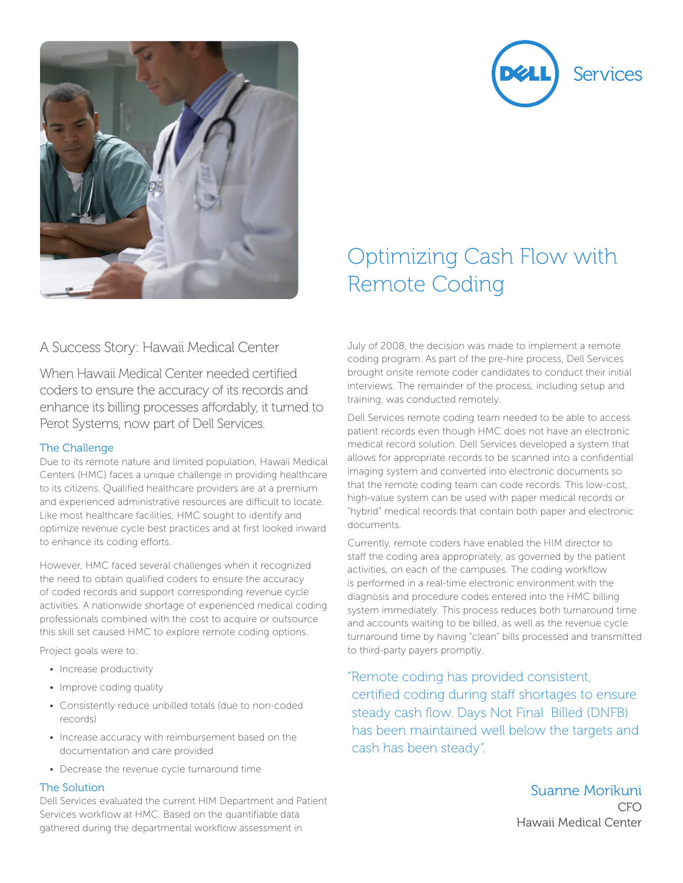Dell Services

# Optimizing Cash Flow with Remote Coding

## A Success Story: Hawaii Medical Center

When Hawaii Medical Center needed certified coders to ensure the accuracy of its records and enhance its billing processes affordably, it turned to Perot Systems, now part of Dell Services.

### The Challenge

Due to its remote nature and limited population, Hawaii Medical Centers (HMC) faces a unique challenge in providing healthcare to its citizens. Qualified healthcare providers are at a premium and experienced administrative resources are difficult to locate. Like most healthcare facilities, HMC sought to identify and optimize revenue cycle best practices and at first looked inward to enhance its coding efforts.

However, HMC faced several challenges when it recognized the need to obtain qualified coders to ensure the accuracy of coded records and support corresponding revenue cycle activities. A nationwide shortage of experienced medical coding professionals combined with the cost to acquire or outsource this skill set caused HMC to explore remote coding options.

Project goals were to:

- Increase productivity
- Improve coding quality
- Consistently reduce unbilled totals (due to non-coded records)
- Increase accuracy with reimbursement based on the documentation and care provided
- Decrease the revenue cycle turnaround time

### The Solution

Dell Services evaluated the current HIM Department and Patient Services workflow at HMC. Based on the quantifiable data gathered during the departmental workflow assessment in July of 2008, the decision was made to implement a remote coding program. As part of the pre-hire process, Dell Services brought onsite remote coder candidates to conduct their initial interviews. The remainder of the process, including setup and training, was conducted remotely.

Dell Services remote coding team needed to be able to access patient records even though HMC does not have an electronic medical record solution. Dell Services developed a system that allows for appropriate records to be scanned into a confidential imaging system and converted into electronic documents so that the remote coding team can code records. This low-cost, high-value system can be used with paper medical records or "hybrid" medical records that contain both paper and electronic documents.

Currently, remote coders have enabled the HIM director to staff the coding area appropriately, as governed by the patient activities, on each of the campuses. The coding workflow is performed in a real-time electronic environment with the diagnosis and procedure codes entered into the HMC billing system immediately. This process reduces both turnaround time and accounts waiting to be billed, as well as the revenue cycle turnaround time by having "clean" bills processed and transmitted to third-party payers promptly.

"Remote coding has provided consistent, certified coding during staff shortages to ensure steady cash flow. Days Not Final Billed (DNFB) has been maintained well below the targets and cash has been steady".

Suanne Morikuni
CFO
Hawaii Medical Center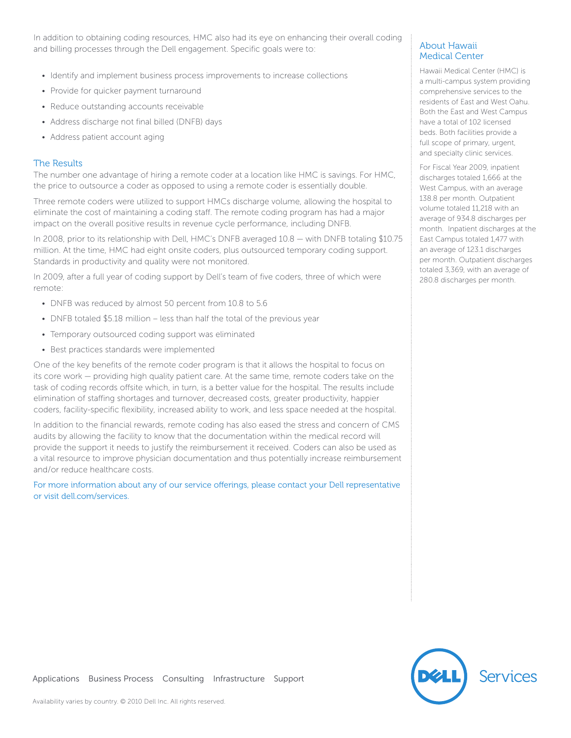In addition to obtaining coding resources, HMC also had its eye on enhancing their overall coding and billing processes through the Dell engagement. Specific goals were to:

- Identify and implement business process improvements to increase collections
- Provide for quicker payment turnaround
- Reduce outstanding accounts receivable
- Address discharge not final billed (DNFB) days
- Address patient account aging

## The Results

The number one advantage of hiring a remote coder at a location like HMC is savings. For HMC, the price to outsource a coder as opposed to using a remote coder is essentially double.

Three remote coders were utilized to support HMCs discharge volume, allowing the hospital to eliminate the cost of maintaining a coding staff. The remote coding program has had a major impact on the overall positive results in revenue cycle performance, including DNFB.

In 2008, prior to its relationship with Dell, HMC's DNFB averaged 10.8 — with DNFB totaling $10.75 million. At the time, HMC had eight onsite coders, plus outsourced temporary coding support. Standards in productivity and quality were not monitored.

In 2009, after a full year of coding support by Dell's team of five coders, three of which were remote:

- DNFB was reduced by almost 50 percent from 10.8 to 5.6
- DNFB totaled $5.18 million – less than half the total of the previous year
- Temporary outsourced coding support was eliminated
- Best practices standards were implemented

One of the key benefits of the remote coder program is that it allows the hospital to focus on its core work — providing high quality patient care. At the same time, remote coders take on the task of coding records offsite which, in turn, is a better value for the hospital. The results include elimination of staffing shortages and turnover, decreased costs, greater productivity, happier coders, facility-specific flexibility, increased ability to work, and less space needed at the hospital.

In addition to the financial rewards, remote coding has also eased the stress and concern of CMS audits by allowing the facility to know that the documentation within the medical record will provide the support it needs to justify the reimbursement it received. Coders can also be used as a vital resource to improve physician documentation and thus potentially increase reimbursement and/or reduce healthcare costs.

For more information about any of our service offerings, please contact your Dell representative or visit dell.com/services.

## About Hawaii Medical Center

Hawaii Medical Center (HMC) is a multi-campus system providing comprehensive services to the residents of East and West Oahu. Both the East and West Campus have a total of 102 licensed beds. Both facilities provide a full scope of primary, urgent, and specialty clinic services.

For Fiscal Year 2009, inpatient discharges totaled 1,666 at the West Campus, with an average 138.8 per month. Outpatient volume totaled 11,218 with an average of 934.8 discharges per month. Inpatient discharges at the East Campus totaled 1,477 with an average of 123.1 discharges per month. Outpatient discharges totaled 3,369, with an average of 280.8 discharges per month.

Applications Business Process Consulting Infrastructure Support

Dell Services

Availability varies by country. © 2010 Dell Inc. All rights reserved.